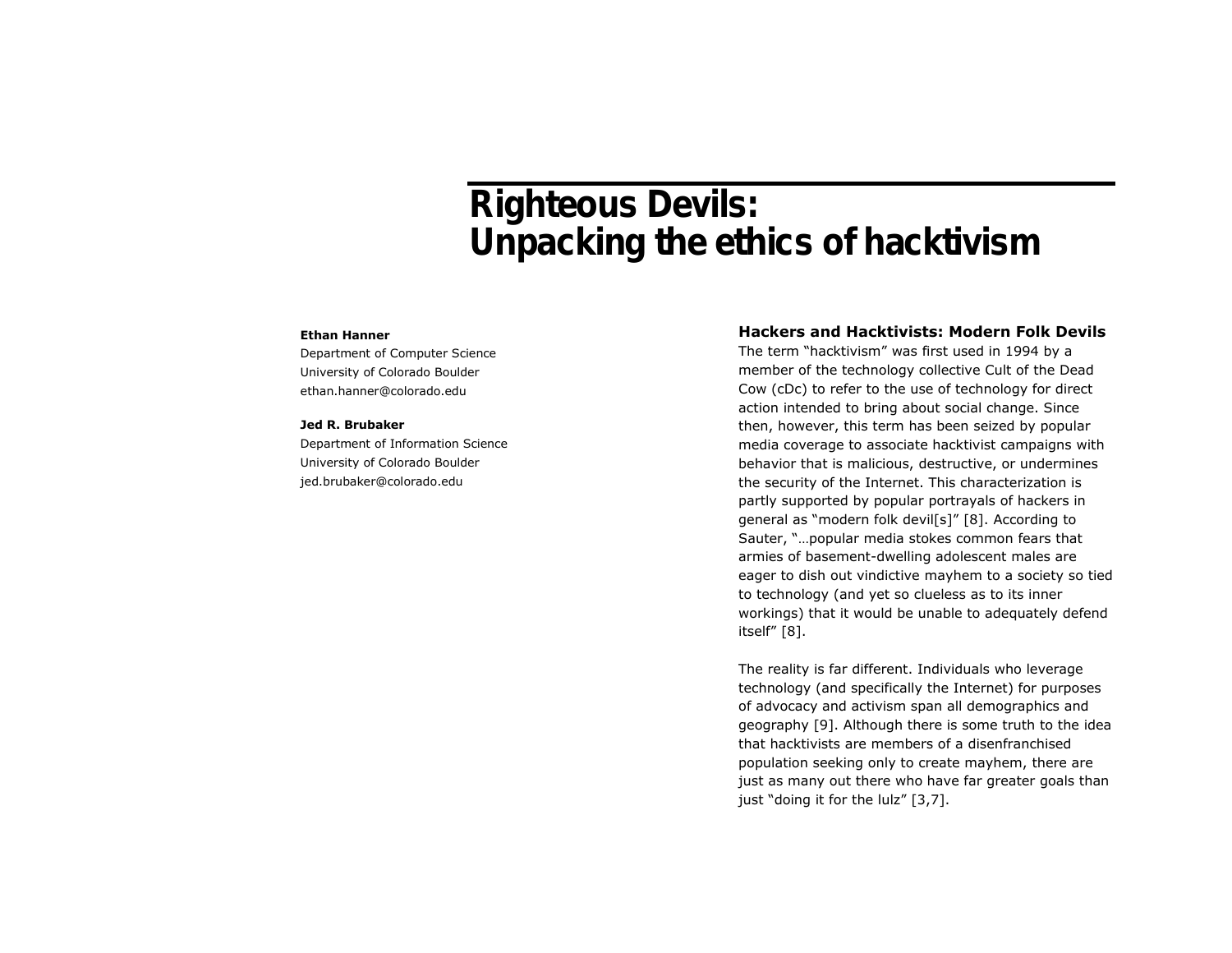# Righteous Devils: Unpacking the ethics of hacktivism

**Ethan Hanner**
Department of Computer Science
University of Colorado Boulder
ethan.hanner@colorado.edu

**Jed R. Brubaker**
Department of Information Science
University of Colorado Boulder
jed.brubaker@colorado.edu

### Hackers and Hacktivists: Modern Folk Devils

The term "hacktivism" was first used in 1994 by a member of the technology collective Cult of the Dead Cow (cDc) to refer to the use of technology for direct action intended to bring about social change. Since then, however, this term has been seized by popular media coverage to associate hacktivist campaigns with behavior that is malicious, destructive, or undermines the security of the Internet. This characterization is partly supported by popular portrayals of hackers in general as "modern folk devil[s]" [8]. According to Sauter, "…popular media stokes common fears that armies of basement-dwelling adolescent males are eager to dish out vindictive mayhem to a society so tied to technology (and yet so clueless as to its inner workings) that it would be unable to adequately defend itself" [8].

The reality is far different. Individuals who leverage technology (and specifically the Internet) for purposes of advocacy and activism span all demographics and geography [9]. Although there is some truth to the idea that hacktivists are members of a disenfranchised population seeking only to create mayhem, there are just as many out there who have far greater goals than just "doing it for the lulz" [3,7].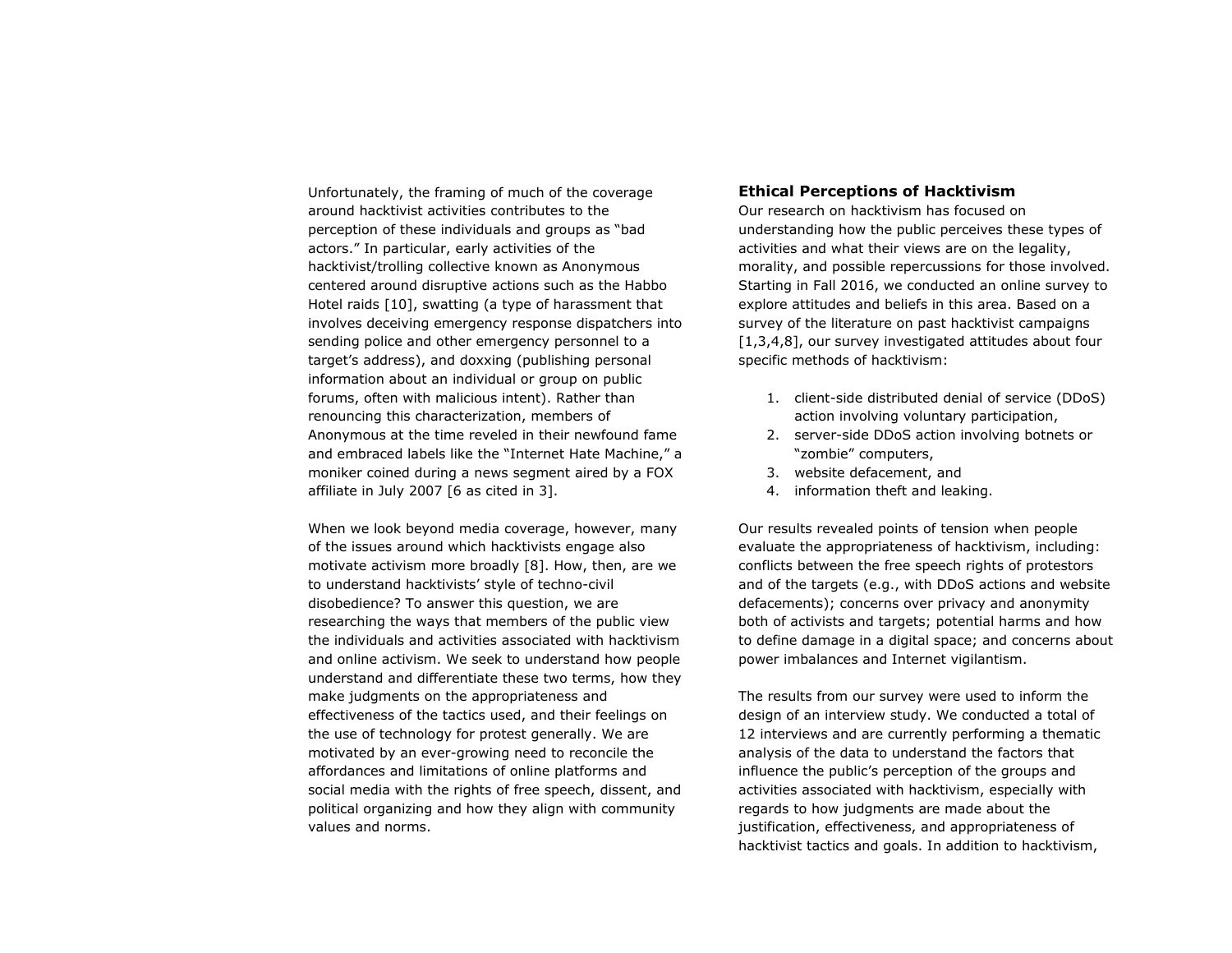Unfortunately, the framing of much of the coverage around hacktivist activities contributes to the perception of these individuals and groups as "bad actors." In particular, early activities of the hacktivist/trolling collective known as Anonymous centered around disruptive actions such as the Habbo Hotel raids [10], swatting (a type of harassment that involves deceiving emergency response dispatchers into sending police and other emergency personnel to a target's address), and doxxing (publishing personal information about an individual or group on public forums, often with malicious intent). Rather than renouncing this characterization, members of Anonymous at the time reveled in their newfound fame and embraced labels like the "Internet Hate Machine," a moniker coined during a news segment aired by a FOX affiliate in July 2007 [6 as cited in 3].

When we look beyond media coverage, however, many of the issues around which hacktivists engage also motivate activism more broadly [8]. How, then, are we to understand hacktivists' style of techno-civil disobedience? To answer this question, we are researching the ways that members of the public view the individuals and activities associated with hacktivism and online activism. We seek to understand how people understand and differentiate these two terms, how they make judgments on the appropriateness and effectiveness of the tactics used, and their feelings on the use of technology for protest generally. We are motivated by an ever-growing need to reconcile the affordances and limitations of online platforms and social media with the rights of free speech, dissent, and political organizing and how they align with community values and norms.

## Ethical Perceptions of Hacktivism

Our research on hacktivism has focused on understanding how the public perceives these types of activities and what their views are on the legality, morality, and possible repercussions for those involved. Starting in Fall 2016, we conducted an online survey to explore attitudes and beliefs in this area. Based on a survey of the literature on past hacktivist campaigns [1,3,4,8], our survey investigated attitudes about four specific methods of hacktivism:

1. client-side distributed denial of service (DDoS) action involving voluntary participation,
2. server-side DDoS action involving botnets or "zombie" computers,
3. website defacement, and
4. information theft and leaking.

Our results revealed points of tension when people evaluate the appropriateness of hacktivism, including: conflicts between the free speech rights of protestors and of the targets (e.g., with DDoS actions and website defacements); concerns over privacy and anonymity both of activists and targets; potential harms and how to define damage in a digital space; and concerns about power imbalances and Internet vigilantism.

The results from our survey were used to inform the design of an interview study. We conducted a total of 12 interviews and are currently performing a thematic analysis of the data to understand the factors that influence the public's perception of the groups and activities associated with hacktivism, especially with regards to how judgments are made about the justification, effectiveness, and appropriateness of hacktivist tactics and goals. In addition to hacktivism,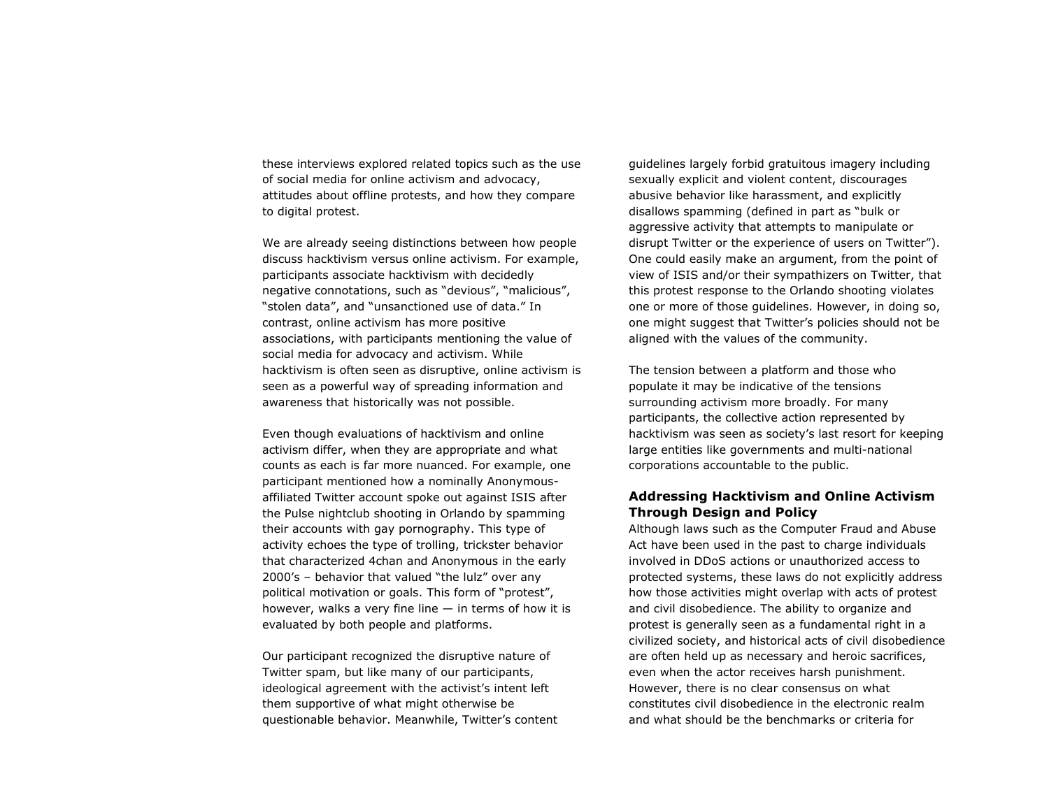these interviews explored related topics such as the use of social media for online activism and advocacy, attitudes about offline protests, and how they compare to digital protest.

We are already seeing distinctions between how people discuss hacktivism versus online activism. For example, participants associate hacktivism with decidedly negative connotations, such as "devious", "malicious", "stolen data", and "unsanctioned use of data." In contrast, online activism has more positive associations, with participants mentioning the value of social media for advocacy and activism. While hacktivism is often seen as disruptive, online activism is seen as a powerful way of spreading information and awareness that historically was not possible.

Even though evaluations of hacktivism and online activism differ, when they are appropriate and what counts as each is far more nuanced. For example, one participant mentioned how a nominally Anonymous-affiliated Twitter account spoke out against ISIS after the Pulse nightclub shooting in Orlando by spamming their accounts with gay pornography. This type of activity echoes the type of trolling, trickster behavior that characterized 4chan and Anonymous in the early 2000's – behavior that valued "the lulz" over any political motivation or goals. This form of "protest", however, walks a very fine line — in terms of how it is evaluated by both people and platforms.

Our participant recognized the disruptive nature of Twitter spam, but like many of our participants, ideological agreement with the activist's intent left them supportive of what might otherwise be questionable behavior. Meanwhile, Twitter's content guidelines largely forbid gratuitous imagery including sexually explicit and violent content, discourages abusive behavior like harassment, and explicitly disallows spamming (defined in part as "bulk or aggressive activity that attempts to manipulate or disrupt Twitter or the experience of users on Twitter"). One could easily make an argument, from the point of view of ISIS and/or their sympathizers on Twitter, that this protest response to the Orlando shooting violates one or more of those guidelines. However, in doing so, one might suggest that Twitter's policies should not be aligned with the values of the community.

The tension between a platform and those who populate it may be indicative of the tensions surrounding activism more broadly. For many participants, the collective action represented by hacktivism was seen as society's last resort for keeping large entities like governments and multi-national corporations accountable to the public.

## Addressing Hacktivism and Online Activism Through Design and Policy

Although laws such as the Computer Fraud and Abuse Act have been used in the past to charge individuals involved in DDoS actions or unauthorized access to protected systems, these laws do not explicitly address how those activities might overlap with acts of protest and civil disobedience. The ability to organize and protest is generally seen as a fundamental right in a civilized society, and historical acts of civil disobedience are often held up as necessary and heroic sacrifices, even when the actor receives harsh punishment. However, there is no clear consensus on what constitutes civil disobedience in the electronic realm and what should be the benchmarks or criteria for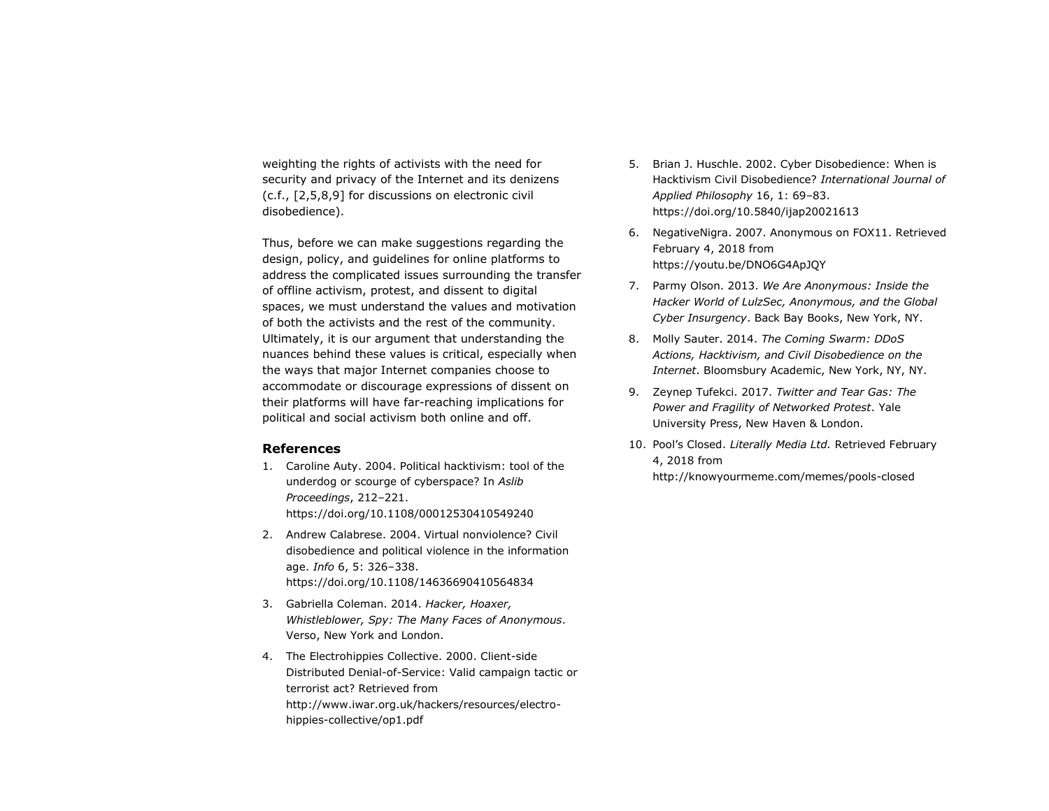weighting the rights of activists with the need for security and privacy of the Internet and its denizens (c.f., [2,5,8,9] for discussions on electronic civil disobedience).

Thus, before we can make suggestions regarding the design, policy, and guidelines for online platforms to address the complicated issues surrounding the transfer of offline activism, protest, and dissent to digital spaces, we must understand the values and motivation of both the activists and the rest of the community. Ultimately, it is our argument that understanding the nuances behind these values is critical, especially when the ways that major Internet companies choose to accommodate or discourage expressions of dissent on their platforms will have far-reaching implications for political and social activism both online and off.

## References

1. Caroline Auty. 2004. Political hacktivism: tool of the underdog or scourge of cyberspace? In *Aslib Proceedings*, 212–221. https://doi.org/10.1108/00012530410549240
2. Andrew Calabrese. 2004. Virtual nonviolence? Civil disobedience and political violence in the information age. *Info* 6, 5: 326–338. https://doi.org/10.1108/14636690410564834
3. Gabriella Coleman. 2014. *Hacker, Hoaxer, Whistleblower, Spy: The Many Faces of Anonymous*. Verso, New York and London.
4. The Electrohippies Collective. 2000. Client-side Distributed Denial-of-Service: Valid campaign tactic or terrorist act? Retrieved from http://www.iwar.org.uk/hackers/resources/electro-hippies-collective/op1.pdf
5. Brian J. Huschle. 2002. Cyber Disobedience: When is Hacktivism Civil Disobedience? *International Journal of Applied Philosophy* 16, 1: 69–83. https://doi.org/10.5840/ijap20021613
6. NegativeNigra. 2007. Anonymous on FOX11. Retrieved February 4, 2018 from https://youtu.be/DNO6G4ApJQY
7. Parmy Olson. 2013. *We Are Anonymous: Inside the Hacker World of LulzSec, Anonymous, and the Global Cyber Insurgency*. Back Bay Books, New York, NY.
8. Molly Sauter. 2014. *The Coming Swarm: DDoS Actions, Hacktivism, and Civil Disobedience on the Internet*. Bloomsbury Academic, New York, NY, NY.
9. Zeynep Tufekci. 2017. *Twitter and Tear Gas: The Power and Fragility of Networked Protest*. Yale University Press, New Haven & London.
10. Pool's Closed. *Literally Media Ltd.* Retrieved February 4, 2018 from http://knowyourmeme.com/memes/pools-closed